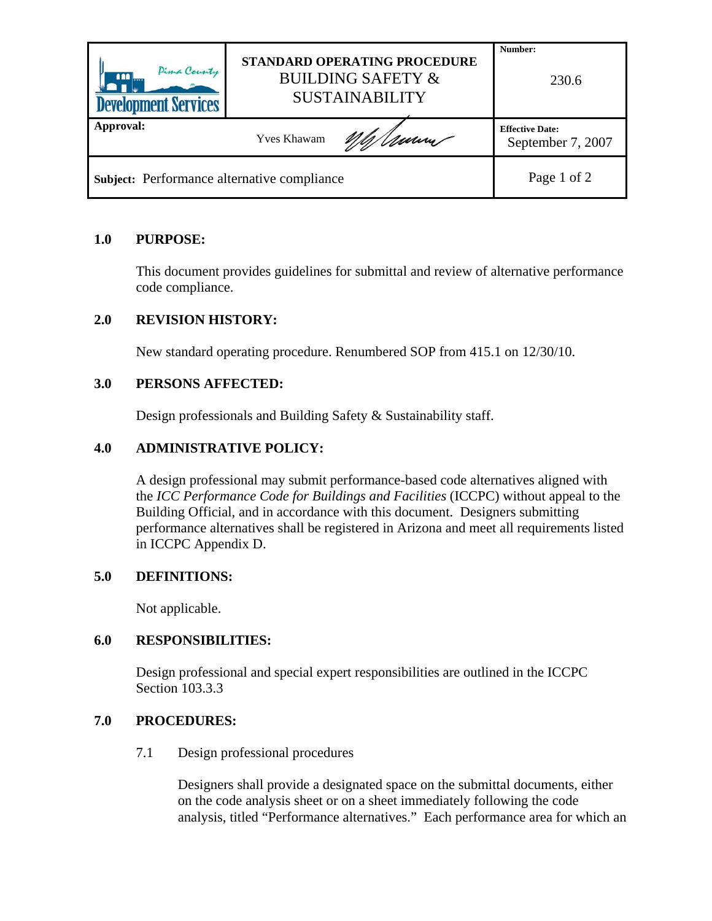| Pima County Development Services | STANDARD OPERATING PROCEDURE<br>BUILDING SAFETY & SUSTAINABILITY | Number:<br>230.6 |
|---|---|---|
| Approval: | Yves Khawam | Effective Date:<br>September 7, 2007 |
| Subject: Performance alternative compliance | | Page 1 of 2 |

## 1.0 PURPOSE:

This document provides guidelines for submittal and review of alternative performance code compliance.

## 2.0 REVISION HISTORY:

New standard operating procedure. Renumbered SOP from 415.1 on 12/30/10.

## 3.0 PERSONS AFFECTED:

Design professionals and Building Safety & Sustainability staff.

## 4.0 ADMINISTRATIVE POLICY:

A design professional may submit performance-based code alternatives aligned with the *ICC Performance Code for Buildings and Facilities* (ICCPC) without appeal to the Building Official, and in accordance with this document. Designers submitting performance alternatives shall be registered in Arizona and meet all requirements listed in ICCPC Appendix D.

## 5.0 DEFINITIONS:

Not applicable.

## 6.0 RESPONSIBILITIES:

Design professional and special expert responsibilities are outlined in the ICCPC Section 103.3.3

## 7.0 PROCEDURES:

### 7.1 Design professional procedures

Designers shall provide a designated space on the submittal documents, either on the code analysis sheet or on a sheet immediately following the code analysis, titled "Performance alternatives." Each performance area for which an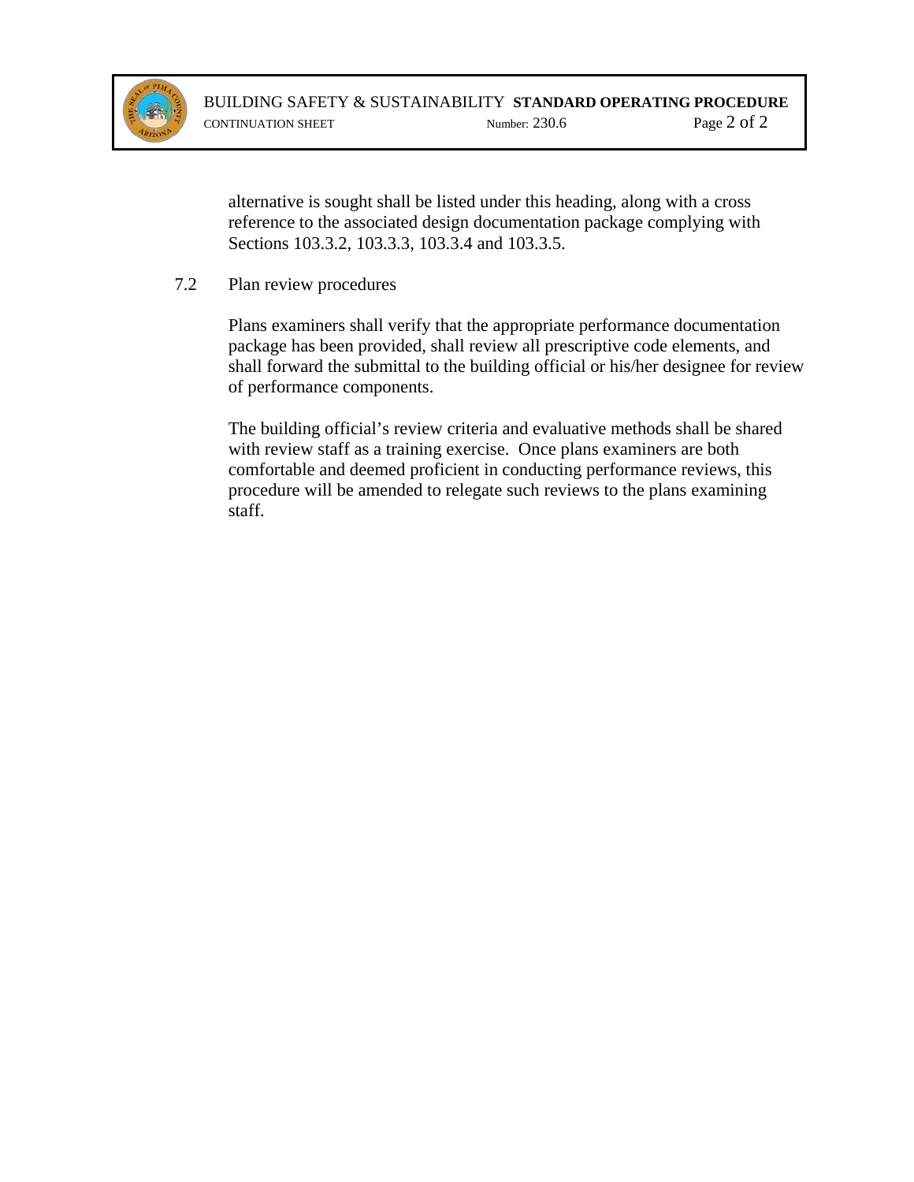alternative is sought shall be listed under this heading, along with a cross reference to the associated design documentation package complying with Sections 103.3.2, 103.3.3, 103.3.4 and 103.3.5.

7.2 Plan review procedures

Plans examiners shall verify that the appropriate performance documentation package has been provided, shall review all prescriptive code elements, and shall forward the submittal to the building official or his/her designee for review of performance components.

The building official's review criteria and evaluative methods shall be shared with review staff as a training exercise. Once plans examiners are both comfortable and deemed proficient in conducting performance reviews, this procedure will be amended to relegate such reviews to the plans examining staff.